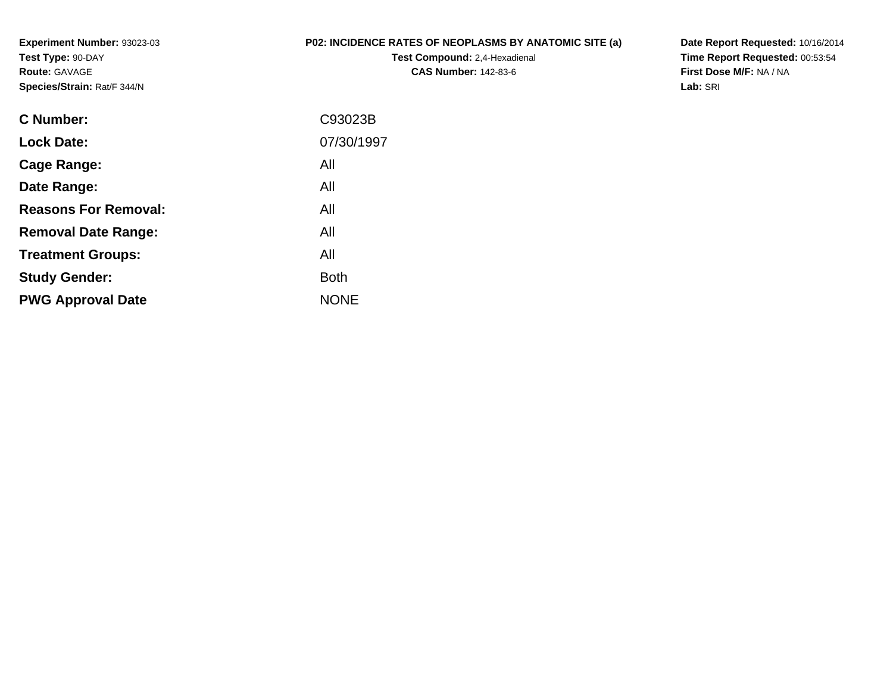**Experiment Number:** 93023-03
**Test Type:** 90-DAY
**Route:** GAVAGE
**Species/Strain:** Rat/F 344/N

**P02: INCIDENCE RATES OF NEOPLASMS BY ANATOMIC SITE (a)**
**Test Compound:** 2,4-Hexadienal
**CAS Number:** 142-83-6

**Date Report Requested:** 10/16/2014
**Time Report Requested:** 00:53:54
**First Dose M/F:** NA / NA
**Lab:** SRI

| | |
|---|---|
| **C Number:** | C93023B |
| **Lock Date:** | 07/30/1997 |
| **Cage Range:** | All |
| **Date Range:** | All |
| **Reasons For Removal:** | All |
| **Removal Date Range:** | All |
| **Treatment Groups:** | All |
| **Study Gender:** | Both |
| **PWG Approval Date** | NONE |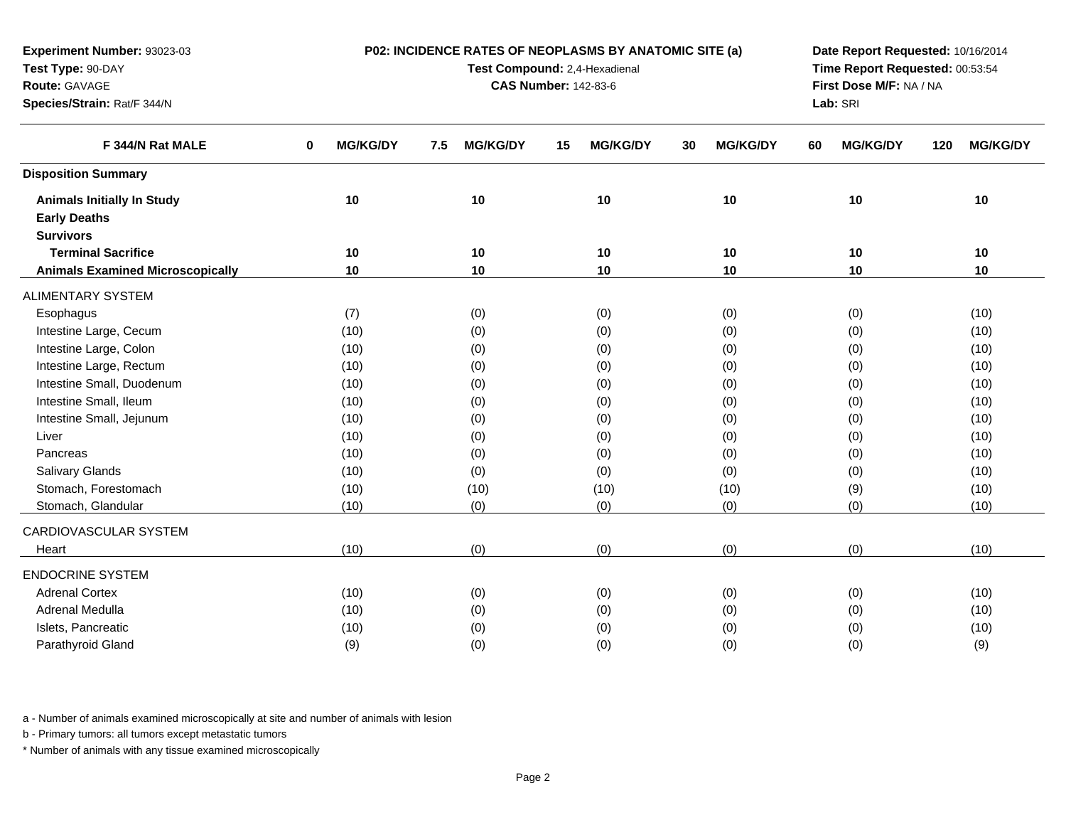**Experiment Number:** 93023-03
**Test Type:** 90-DAY
**Route:** GAVAGE
**Species/Strain:** Rat/F 344/N

**P02: INCIDENCE RATES OF NEOPLASMS BY ANATOMIC SITE (a)**
**Test Compound:** 2,4-Hexadienal
**CAS Number:** 142-83-6

**Date Report Requested:** 10/16/2014
**Time Report Requested:** 00:53:54
**First Dose M/F:** NA / NA
**Lab:** SRI

| F 344/N Rat MALE | 0 MG/KG/DY | 7.5 MG/KG/DY | 15 MG/KG/DY | 30 MG/KG/DY | 60 MG/KG/DY | 120 MG/KG/DY |
|---|---|---|---|---|---|---|
| **Disposition Summary** | | | | | | |
| **Animals Initially In Study** | 10 | 10 | 10 | 10 | 10 | 10 |
| **Early Deaths** | | | | | | |
| **Survivors** | | | | | | |
| **Terminal Sacrifice** | 10 | 10 | 10 | 10 | 10 | 10 |
| **Animals Examined Microscopically** | 10 | 10 | 10 | 10 | 10 | 10 |
| ALIMENTARY SYSTEM | | | | | | |
| Esophagus | (7) | (0) | (0) | (0) | (0) | (10) |
| Intestine Large, Cecum | (10) | (0) | (0) | (0) | (0) | (10) |
| Intestine Large, Colon | (10) | (0) | (0) | (0) | (0) | (10) |
| Intestine Large, Rectum | (10) | (0) | (0) | (0) | (0) | (10) |
| Intestine Small, Duodenum | (10) | (0) | (0) | (0) | (0) | (10) |
| Intestine Small, Ileum | (10) | (0) | (0) | (0) | (0) | (10) |
| Intestine Small, Jejunum | (10) | (0) | (0) | (0) | (0) | (10) |
| Liver | (10) | (0) | (0) | (0) | (0) | (10) |
| Pancreas | (10) | (0) | (0) | (0) | (0) | (10) |
| Salivary Glands | (10) | (0) | (0) | (0) | (0) | (10) |
| Stomach, Forestomach | (10) | (10) | (10) | (10) | (9) | (10) |
| Stomach, Glandular | (10) | (0) | (0) | (0) | (0) | (10) |
| CARDIOVASCULAR SYSTEM | | | | | | |
| Heart | (10) | (0) | (0) | (0) | (0) | (10) |
| ENDOCRINE SYSTEM | | | | | | |
| Adrenal Cortex | (10) | (0) | (0) | (0) | (0) | (10) |
| Adrenal Medulla | (10) | (0) | (0) | (0) | (0) | (10) |
| Islets, Pancreatic | (10) | (0) | (0) | (0) | (0) | (10) |
| Parathyroid Gland | (9) | (0) | (0) | (0) | (0) | (9) |

a - Number of animals examined microscopically at site and number of animals with lesion

b - Primary tumors: all tumors except metastatic tumors

* Number of animals with any tissue examined microscopically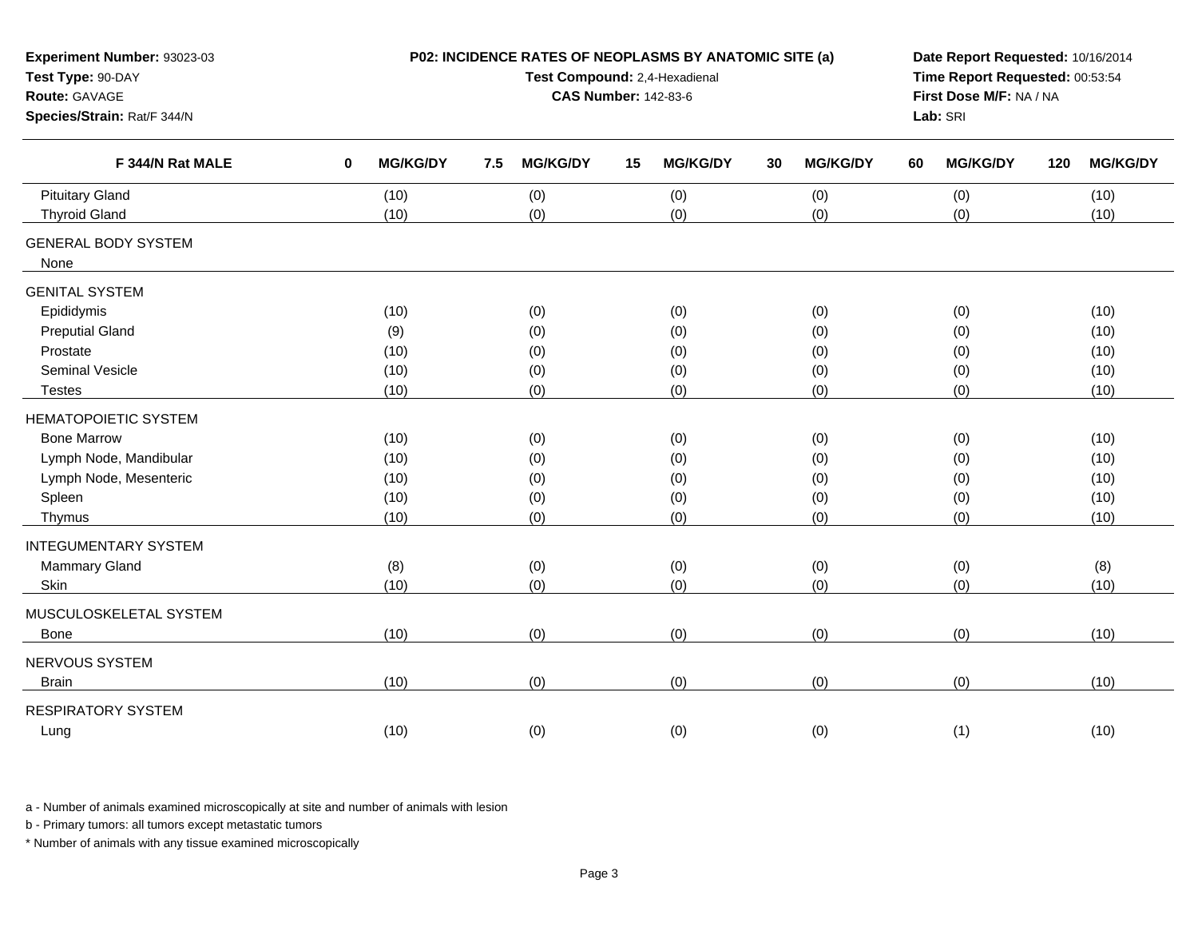**Experiment Number:** 93023-03
**Test Type:** 90-DAY
**Route:** GAVAGE
**Species/Strain:** Rat/F 344/N

**P02: INCIDENCE RATES OF NEOPLASMS BY ANATOMIC SITE (a)**
**Test Compound:** 2,4-Hexadienal
**CAS Number:** 142-83-6

**Date Report Requested:** 10/16/2014
**Time Report Requested:** 00:53:54
**First Dose M/F:** NA / NA
**Lab:** SRI

| F 344/N Rat MALE | 0 MG/KG/DY | 7.5 MG/KG/DY | 15 MG/KG/DY | 30 MG/KG/DY | 60 MG/KG/DY | 120 MG/KG/DY |
|---|---|---|---|---|---|---|
| Pituitary Gland | (10) | (0) | (0) | (0) | (0) | (10) |
| Thyroid Gland | (10) | (0) | (0) | (0) | (0) | (10) |
| GENERAL BODY SYSTEM | | | | | | |
| None | | | | | | |
| GENITAL SYSTEM | | | | | | |
| Epididymis | (10) | (0) | (0) | (0) | (0) | (10) |
| Preputial Gland | (9) | (0) | (0) | (0) | (0) | (10) |
| Prostate | (10) | (0) | (0) | (0) | (0) | (10) |
| Seminal Vesicle | (10) | (0) | (0) | (0) | (0) | (10) |
| Testes | (10) | (0) | (0) | (0) | (0) | (10) |
| HEMATOPOIETIC SYSTEM | | | | | | |
| Bone Marrow | (10) | (0) | (0) | (0) | (0) | (10) |
| Lymph Node, Mandibular | (10) | (0) | (0) | (0) | (0) | (10) |
| Lymph Node, Mesenteric | (10) | (0) | (0) | (0) | (0) | (10) |
| Spleen | (10) | (0) | (0) | (0) | (0) | (10) |
| Thymus | (10) | (0) | (0) | (0) | (0) | (10) |
| INTEGUMENTARY SYSTEM | | | | | | |
| Mammary Gland | (8) | (0) | (0) | (0) | (0) | (8) |
| Skin | (10) | (0) | (0) | (0) | (0) | (10) |
| MUSCULOSKELETAL SYSTEM | | | | | | |
| Bone | (10) | (0) | (0) | (0) | (0) | (10) |
| NERVOUS SYSTEM | | | | | | |
| Brain | (10) | (0) | (0) | (0) | (0) | (10) |
| RESPIRATORY SYSTEM | | | | | | |
| Lung | (10) | (0) | (0) | (0) | (1) | (10) |

a - Number of animals examined microscopically at site and number of animals with lesion

b - Primary tumors: all tumors except metastatic tumors

* Number of animals with any tissue examined microscopically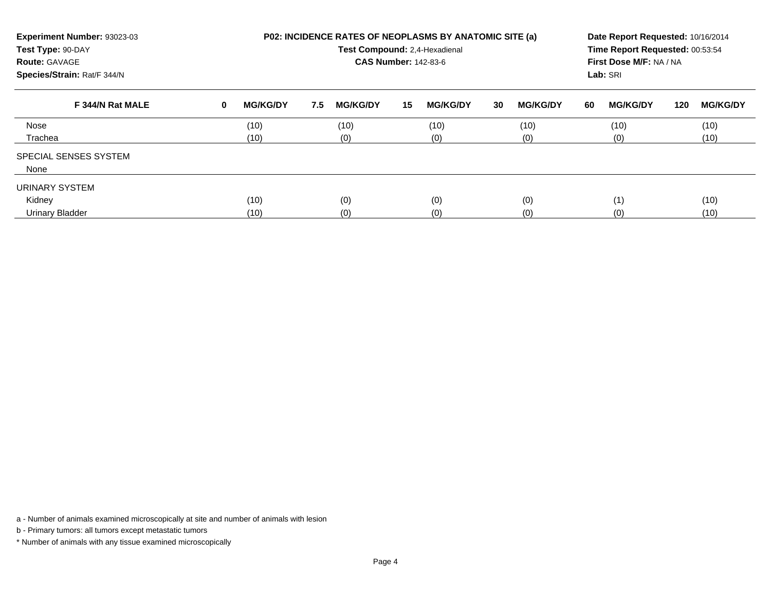**Experiment Number:** 93023-03
**Test Type:** 90-DAY
**Route:** GAVAGE
**Species/Strain:** Rat/F 344/N

**P02: INCIDENCE RATES OF NEOPLASMS BY ANATOMIC SITE (a)**
**Test Compound:** 2,4-Hexadienal
**CAS Number:** 142-83-6

**Date Report Requested:** 10/16/2014
**Time Report Requested:** 00:53:54
**First Dose M/F:** NA / NA
**Lab:** SRI

| F 344/N Rat MALE | 0 MG/KG/DY | 7.5 MG/KG/DY | 15 MG/KG/DY | 30 MG/KG/DY | 60 MG/KG/DY | 120 MG/KG/DY |
|---|---|---|---|---|---|---|
| Nose | (10) | (10) | (10) | (10) | (10) | (10) |
| Trachea | (10) | (0) | (0) | (0) | (0) | (10) |
| SPECIAL SENSES SYSTEM | | | | | | |
| None | | | | | | |
| URINARY SYSTEM | | | | | | |
| Kidney | (10) | (0) | (0) | (0) | (1) | (10) |
| Urinary Bladder | (10) | (0) | (0) | (0) | (0) | (10) |

a - Number of animals examined microscopically at site and number of animals with lesion

b - Primary tumors: all tumors except metastatic tumors

* Number of animals with any tissue examined microscopically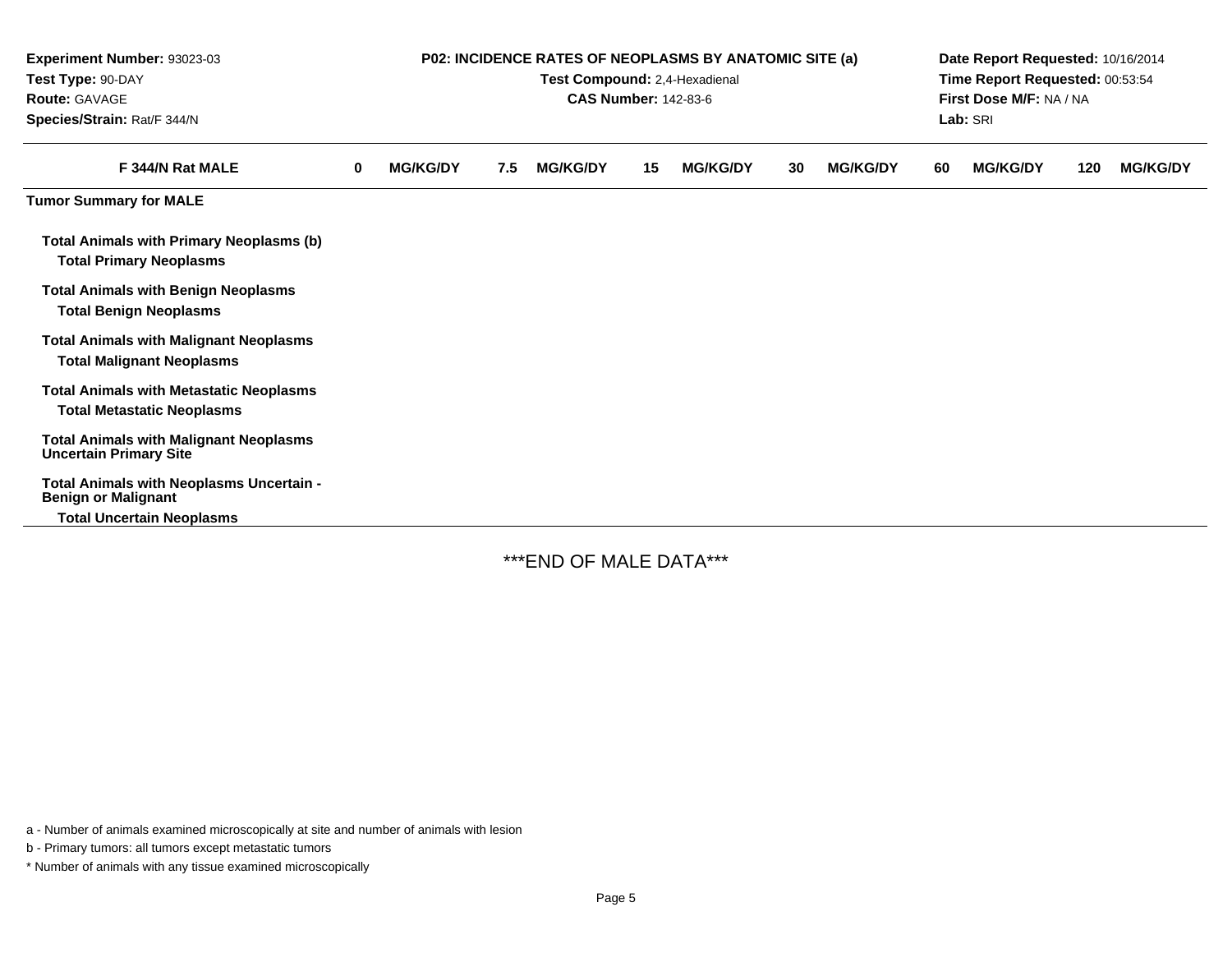**Experiment Number:** 93023-03
**Test Type:** 90-DAY
**Route:** GAVAGE
**Species/Strain:** Rat/F 344/N

**P02: INCIDENCE RATES OF NEOPLASMS BY ANATOMIC SITE (a)**
**Test Compound:** 2,4-Hexadienal
**CAS Number:** 142-83-6

**Date Report Requested:** 10/16/2014
**Time Report Requested:** 00:53:54
**First Dose M/F:** NA / NA
**Lab:** SRI

| F 344/N Rat MALE | 0 MG/KG/DY | 7.5 MG/KG/DY | 15 MG/KG/DY | 30 MG/KG/DY | 60 MG/KG/DY | 120 MG/KG/DY |
|---|---|---|---|---|---|---|
| **Tumor Summary for MALE** | | | | | | |
| **Total Animals with Primary Neoplasms (b)** | | | | | | |
| **Total Primary Neoplasms** | | | | | | |
| **Total Animals with Benign Neoplasms** | | | | | | |
| **Total Benign Neoplasms** | | | | | | |
| **Total Animals with Malignant Neoplasms** | | | | | | |
| **Total Malignant Neoplasms** | | | | | | |
| **Total Animals with Metastatic Neoplasms** | | | | | | |
| **Total Metastatic Neoplasms** | | | | | | |
| **Total Animals with Malignant Neoplasms Uncertain Primary Site** | | | | | | |
| **Total Animals with Neoplasms Uncertain - Benign or Malignant** | | | | | | |
| **Total Uncertain Neoplasms** | | | | | | |

***END OF MALE DATA***

a - Number of animals examined microscopically at site and number of animals with lesion

b - Primary tumors: all tumors except metastatic tumors

* Number of animals with any tissue examined microscopically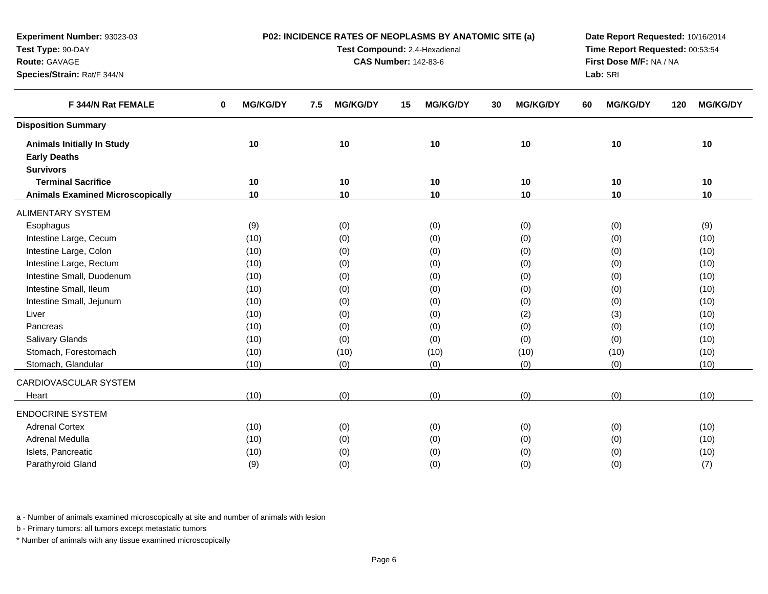**Experiment Number:** 93023-03
**Test Type:** 90-DAY
**Route:** GAVAGE
**Species/Strain:** Rat/F 344/N

**P02: INCIDENCE RATES OF NEOPLASMS BY ANATOMIC SITE (a)**
**Test Compound:** 2,4-Hexadienal
**CAS Number:** 142-83-6

**Date Report Requested:** 10/16/2014
**Time Report Requested:** 00:53:54
**First Dose M/F:** NA / NA
**Lab:** SRI

| F 344/N Rat FEMALE | 0 MG/KG/DY | 7.5 MG/KG/DY | 15 MG/KG/DY | 30 MG/KG/DY | 60 MG/KG/DY | 120 MG/KG/DY |
|---|---|---|---|---|---|---|
| **Disposition Summary** | | | | | | |
| **Animals Initially In Study** | 10 | 10 | 10 | 10 | 10 | 10 |
| **Early Deaths** | | | | | | |
| **Survivors** | | | | | | |
| **Terminal Sacrifice** | 10 | 10 | 10 | 10 | 10 | 10 |
| **Animals Examined Microscopically** | 10 | 10 | 10 | 10 | 10 | 10 |
| ALIMENTARY SYSTEM | | | | | | |
| Esophagus | (9) | (0) | (0) | (0) | (0) | (9) |
| Intestine Large, Cecum | (10) | (0) | (0) | (0) | (0) | (10) |
| Intestine Large, Colon | (10) | (0) | (0) | (0) | (0) | (10) |
| Intestine Large, Rectum | (10) | (0) | (0) | (0) | (0) | (10) |
| Intestine Small, Duodenum | (10) | (0) | (0) | (0) | (0) | (10) |
| Intestine Small, Ileum | (10) | (0) | (0) | (0) | (0) | (10) |
| Intestine Small, Jejunum | (10) | (0) | (0) | (0) | (0) | (10) |
| Liver | (10) | (0) | (0) | (2) | (3) | (10) |
| Pancreas | (10) | (0) | (0) | (0) | (0) | (10) |
| Salivary Glands | (10) | (0) | (0) | (0) | (0) | (10) |
| Stomach, Forestomach | (10) | (10) | (10) | (10) | (10) | (10) |
| Stomach, Glandular | (10) | (0) | (0) | (0) | (0) | (10) |
| CARDIOVASCULAR SYSTEM | | | | | | |
| Heart | (10) | (0) | (0) | (0) | (0) | (10) |
| ENDOCRINE SYSTEM | | | | | | |
| Adrenal Cortex | (10) | (0) | (0) | (0) | (0) | (10) |
| Adrenal Medulla | (10) | (0) | (0) | (0) | (0) | (10) |
| Islets, Pancreatic | (10) | (0) | (0) | (0) | (0) | (10) |
| Parathyroid Gland | (9) | (0) | (0) | (0) | (0) | (7) |

a - Number of animals examined microscopically at site and number of animals with lesion

b - Primary tumors: all tumors except metastatic tumors

* Number of animals with any tissue examined microscopically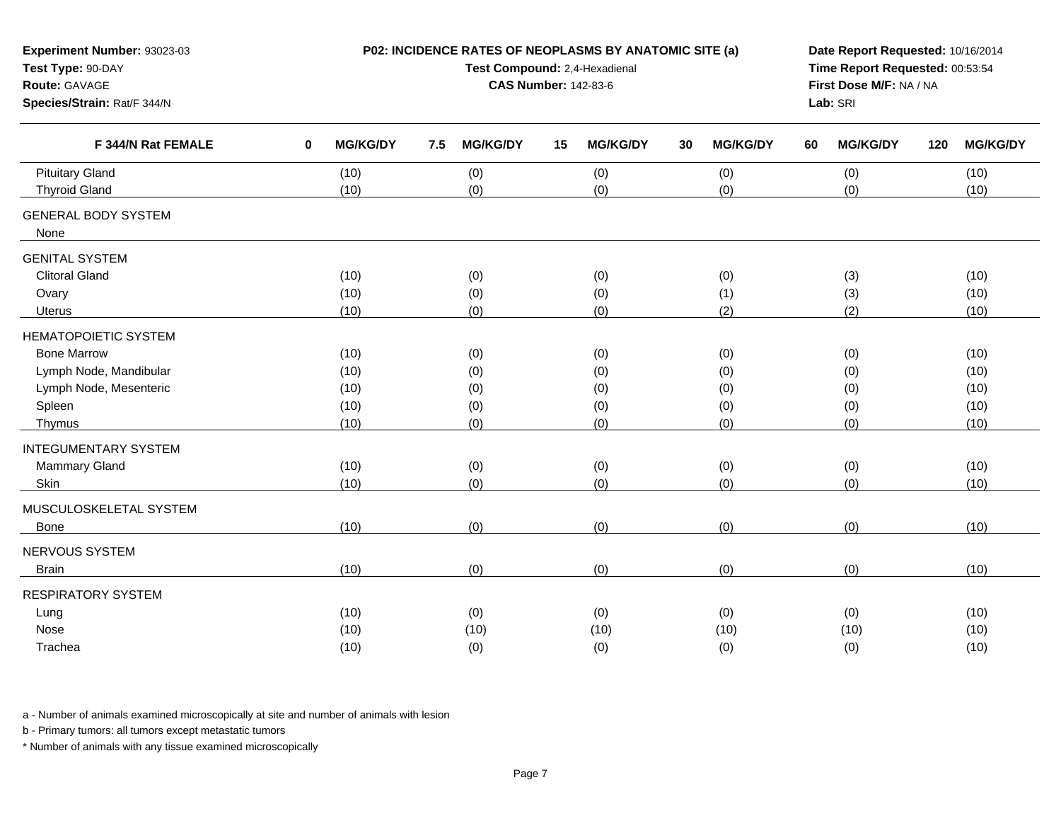**Experiment Number:** 93023-03
**Test Type:** 90-DAY
**Route:** GAVAGE
**Species/Strain:** Rat/F 344/N

**P02: INCIDENCE RATES OF NEOPLASMS BY ANATOMIC SITE (a)**
**Test Compound:** 2,4-Hexadienal
**CAS Number:** 142-83-6

**Date Report Requested:** 10/16/2014
**Time Report Requested:** 00:53:54
**First Dose M/F:** NA / NA
**Lab:** SRI

| F 344/N Rat FEMALE | 0 MG/KG/DY | 7.5 MG/KG/DY | 15 MG/KG/DY | 30 MG/KG/DY | 60 MG/KG/DY | 120 MG/KG/DY |
|---|---|---|---|---|---|---|
| Pituitary Gland | (10) | (0) | (0) | (0) | (0) | (10) |
| Thyroid Gland | (10) | (0) | (0) | (0) | (0) | (10) |
| GENERAL BODY SYSTEM | | | | | | |
| None | | | | | | |
| GENITAL SYSTEM | | | | | | |
| Clitoral Gland | (10) | (0) | (0) | (0) | (3) | (10) |
| Ovary | (10) | (0) | (0) | (1) | (3) | (10) |
| Uterus | (10) | (0) | (0) | (2) | (2) | (10) |
| HEMATOPOIETIC SYSTEM | | | | | | |
| Bone Marrow | (10) | (0) | (0) | (0) | (0) | (10) |
| Lymph Node, Mandibular | (10) | (0) | (0) | (0) | (0) | (10) |
| Lymph Node, Mesenteric | (10) | (0) | (0) | (0) | (0) | (10) |
| Spleen | (10) | (0) | (0) | (0) | (0) | (10) |
| Thymus | (10) | (0) | (0) | (0) | (0) | (10) |
| INTEGUMENTARY SYSTEM | | | | | | |
| Mammary Gland | (10) | (0) | (0) | (0) | (0) | (10) |
| Skin | (10) | (0) | (0) | (0) | (0) | (10) |
| MUSCULOSKELETAL SYSTEM | | | | | | |
| Bone | (10) | (0) | (0) | (0) | (0) | (10) |
| NERVOUS SYSTEM | | | | | | |
| Brain | (10) | (0) | (0) | (0) | (0) | (10) |
| RESPIRATORY SYSTEM | | | | | | |
| Lung | (10) | (0) | (0) | (0) | (0) | (10) |
| Nose | (10) | (10) | (10) | (10) | (10) | (10) |
| Trachea | (10) | (0) | (0) | (0) | (0) | (10) |

a - Number of animals examined microscopically at site and number of animals with lesion

b - Primary tumors: all tumors except metastatic tumors

* Number of animals with any tissue examined microscopically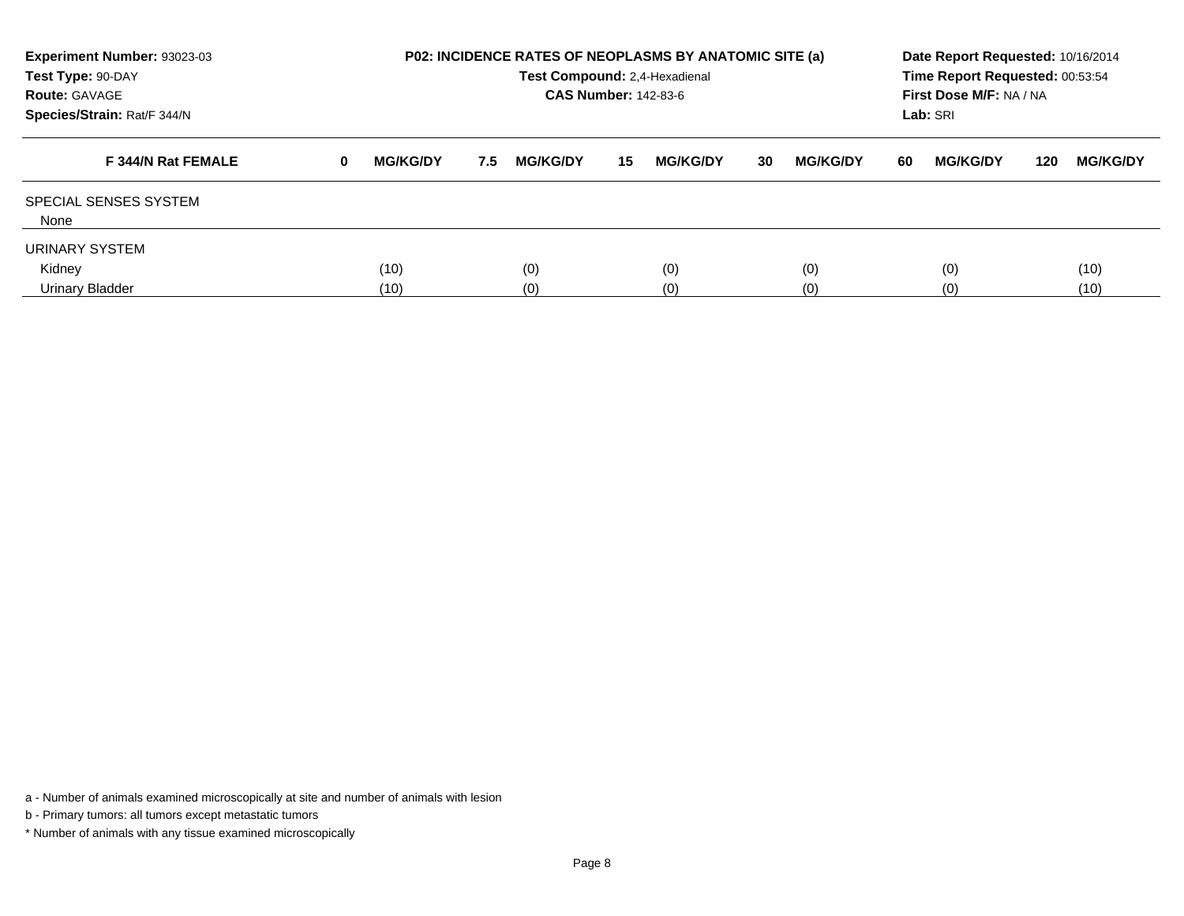**Experiment Number:** 93023-03
**Test Type:** 90-DAY
**Route:** GAVAGE
**Species/Strain:** Rat/F 344/N

**P02: INCIDENCE RATES OF NEOPLASMS BY ANATOMIC SITE (a)**
**Test Compound:** 2,4-Hexadienal
**CAS Number:** 142-83-6

**Date Report Requested:** 10/16/2014
**Time Report Requested:** 00:53:54
**First Dose M/F:** NA / NA
**Lab:** SRI

| F 344/N Rat FEMALE | 0 MG/KG/DY | 7.5 MG/KG/DY | 15 MG/KG/DY | 30 MG/KG/DY | 60 MG/KG/DY | 120 MG/KG/DY |
|---|---|---|---|---|---|---|
| SPECIAL SENSES SYSTEM | | | | | | |
| None | | | | | | |
| URINARY SYSTEM | | | | | | |
| Kidney | (10) | (0) | (0) | (0) | (0) | (10) |
| Urinary Bladder | (10) | (0) | (0) | (0) | (0) | (10) |

a - Number of animals examined microscopically at site and number of animals with lesion

b - Primary tumors: all tumors except metastatic tumors

* Number of animals with any tissue examined microscopically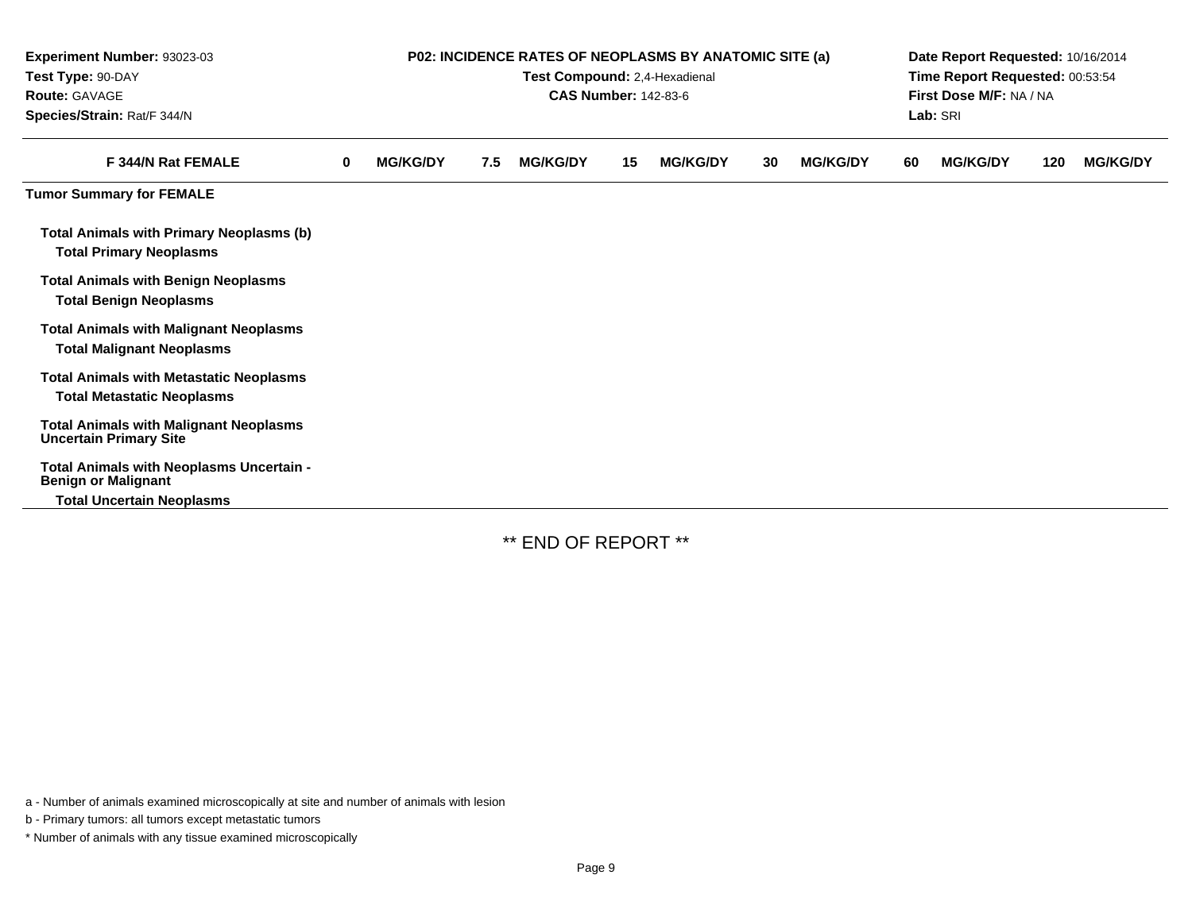**Experiment Number:** 93023-03
**Test Type:** 90-DAY
**Route:** GAVAGE
**Species/Strain:** Rat/F 344/N

**P02: INCIDENCE RATES OF NEOPLASMS BY ANATOMIC SITE (a)**
**Test Compound:** 2,4-Hexadienal
**CAS Number:** 142-83-6

**Date Report Requested:** 10/16/2014
**Time Report Requested:** 00:53:54
**First Dose M/F:** NA / NA
**Lab:** SRI

| F 344/N Rat FEMALE | 0 MG/KG/DY | 7.5 MG/KG/DY | 15 MG/KG/DY | 30 MG/KG/DY | 60 MG/KG/DY | 120 MG/KG/DY |
|---|---|---|---|---|---|---|
| **Tumor Summary for FEMALE** | | | | | | |
| **Total Animals with Primary Neoplasms (b)** | | | | | | |
| **Total Primary Neoplasms** | | | | | | |
| **Total Animals with Benign Neoplasms** | | | | | | |
| **Total Benign Neoplasms** | | | | | | |
| **Total Animals with Malignant Neoplasms** | | | | | | |
| **Total Malignant Neoplasms** | | | | | | |
| **Total Animals with Metastatic Neoplasms** | | | | | | |
| **Total Metastatic Neoplasms** | | | | | | |
| **Total Animals with Malignant Neoplasms Uncertain Primary Site** | | | | | | |
| **Total Animals with Neoplasms Uncertain - Benign or Malignant** | | | | | | |
| **Total Uncertain Neoplasms** | | | | | | |

** END OF REPORT **

a - Number of animals examined microscopically at site and number of animals with lesion

b - Primary tumors: all tumors except metastatic tumors

* Number of animals with any tissue examined microscopically